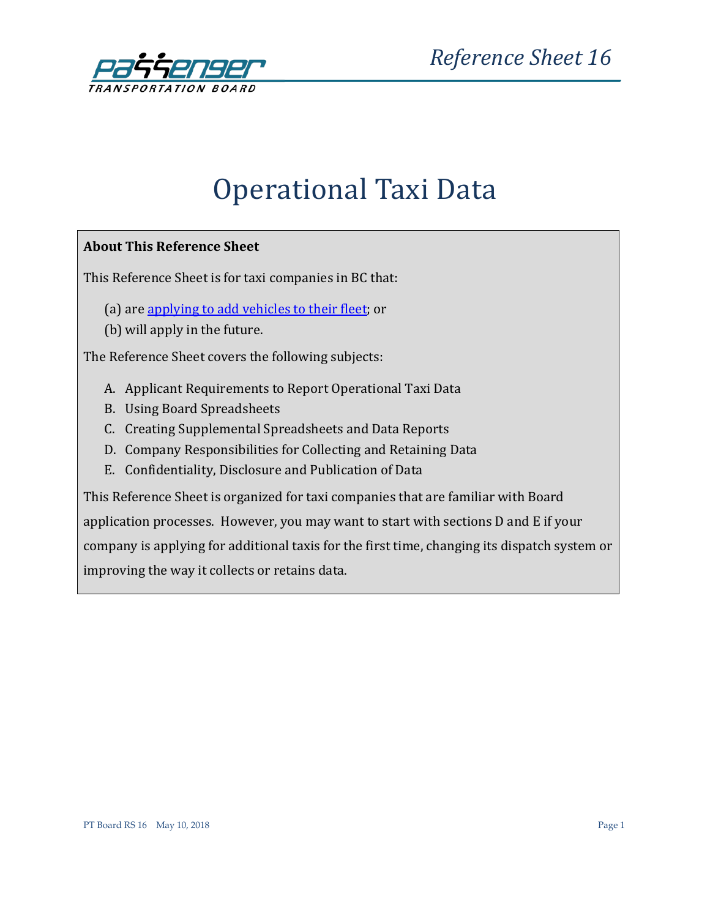# Operational Taxi Data

**About This Reference Sheet**

This Reference Sheet is for taxi companies in BC that:

(a) are applying to add vehicles to their fleet; or
(b) will apply in the future.

The Reference Sheet covers the following subjects:

A. Applicant Requirements to Report Operational Taxi Data
B. Using Board Spreadsheets
C. Creating Supplemental Spreadsheets and Data Reports
D. Company Responsibilities for Collecting and Retaining Data
E. Confidentiality, Disclosure and Publication of Data

This Reference Sheet is organized for taxi companies that are familiar with Board application processes. However, you may want to start with sections D and E if your company is applying for additional taxis for the first time, changing its dispatch system or improving the way it collects or retains data.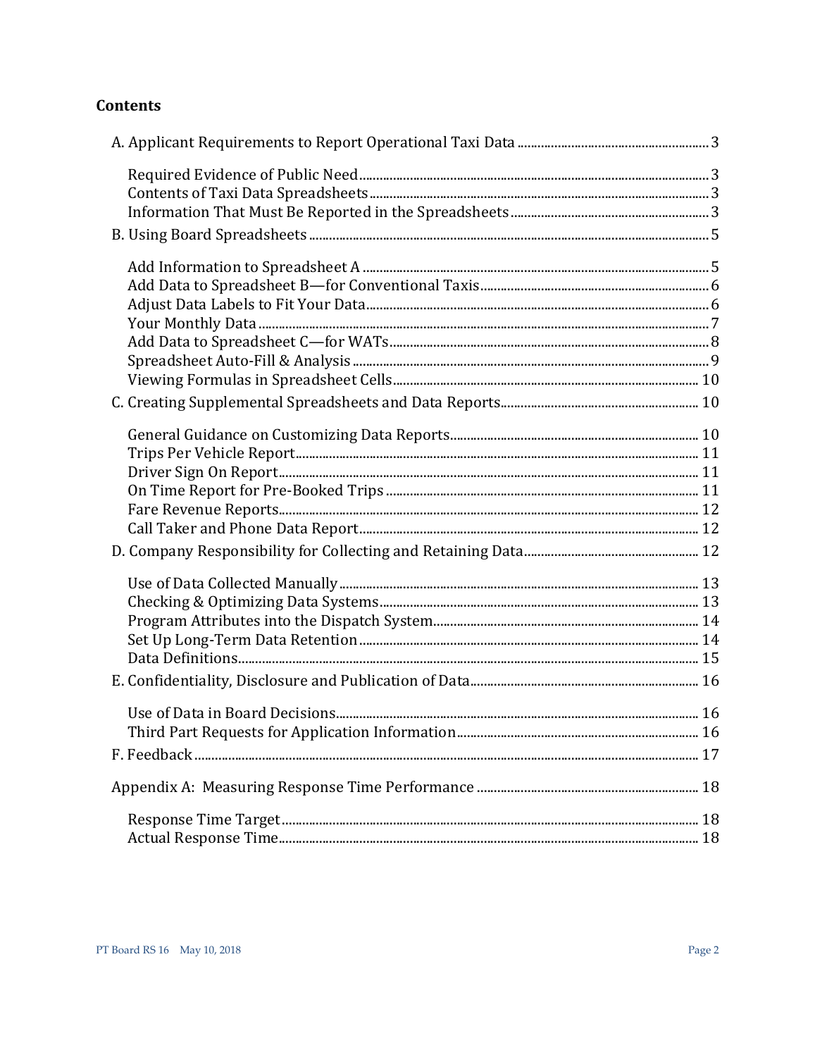## Contents

- A. Applicant Requirements to Report Operational Taxi Data ..... 3
  - Required Evidence of Public Need ..... 3
  - Contents of Taxi Data Spreadsheets ..... 3
  - Information That Must Be Reported in the Spreadsheets ..... 3
- B. Using Board Spreadsheets ..... 5
  - Add Information to Spreadsheet A ..... 5
  - Add Data to Spreadsheet B—for Conventional Taxis ..... 6
  - Adjust Data Labels to Fit Your Data ..... 6
  - Your Monthly Data ..... 7
  - Add Data to Spreadsheet C—for WATs ..... 8
  - Spreadsheet Auto-Fill & Analysis ..... 9
  - Viewing Formulas in Spreadsheet Cells ..... 10
- C. Creating Supplemental Spreadsheets and Data Reports ..... 10
  - General Guidance on Customizing Data Reports ..... 10
  - Trips Per Vehicle Report ..... 11
  - Driver Sign On Report ..... 11
  - On Time Report for Pre-Booked Trips ..... 11
  - Fare Revenue Reports ..... 12
  - Call Taker and Phone Data Report ..... 12
- D. Company Responsibility for Collecting and Retaining Data ..... 12
  - Use of Data Collected Manually ..... 13
  - Checking & Optimizing Data Systems ..... 13
  - Program Attributes into the Dispatch System ..... 14
  - Set Up Long-Term Data Retention ..... 14
  - Data Definitions ..... 15
- E. Confidentiality, Disclosure and Publication of Data ..... 16
  - Use of Data in Board Decisions ..... 16
  - Third Part Requests for Application Information ..... 16
- F. Feedback ..... 17
- Appendix A: Measuring Response Time Performance ..... 18
  - Response Time Target ..... 18
  - Actual Response Time ..... 18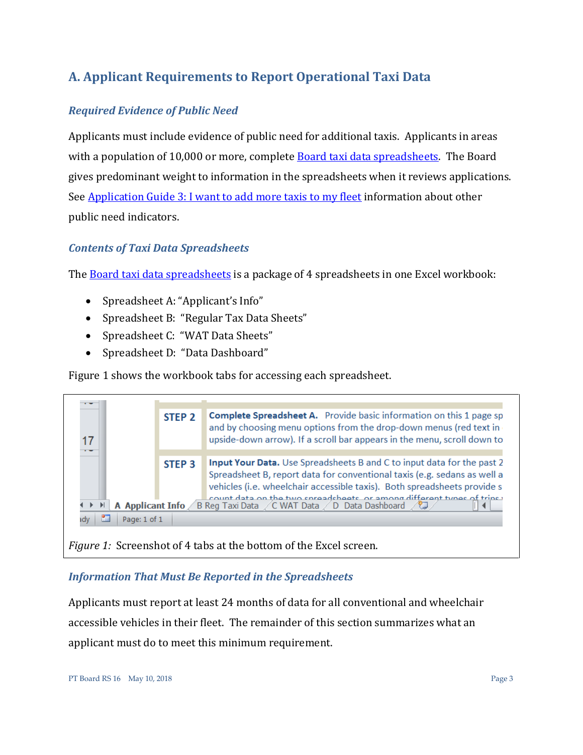## A. Applicant Requirements to Report Operational Taxi Data

### *Required Evidence of Public Need*

Applicants must include evidence of public need for additional taxis. Applicants in areas with a population of 10,000 or more, complete Board taxi data spreadsheets. The Board gives predominant weight to information in the spreadsheets when it reviews applications. See Application Guide 3: I want to add more taxis to my fleet information about other public need indicators.

### *Contents of Taxi Data Spreadsheets*

The Board taxi data spreadsheets is a package of 4 spreadsheets in one Excel workbook:

- Spreadsheet A: "Applicant's Info"
- Spreadsheet B: "Regular Tax Data Sheets"
- Spreadsheet C: "WAT Data Sheets"
- Spreadsheet D: "Data Dashboard"

Figure 1 shows the workbook tabs for accessing each spreadsheet.

*Figure 1:* Screenshot of 4 tabs at the bottom of the Excel screen.

### *Information That Must Be Reported in the Spreadsheets*

Applicants must report at least 24 months of data for all conventional and wheelchair accessible vehicles in their fleet. The remainder of this section summarizes what an applicant must do to meet this minimum requirement.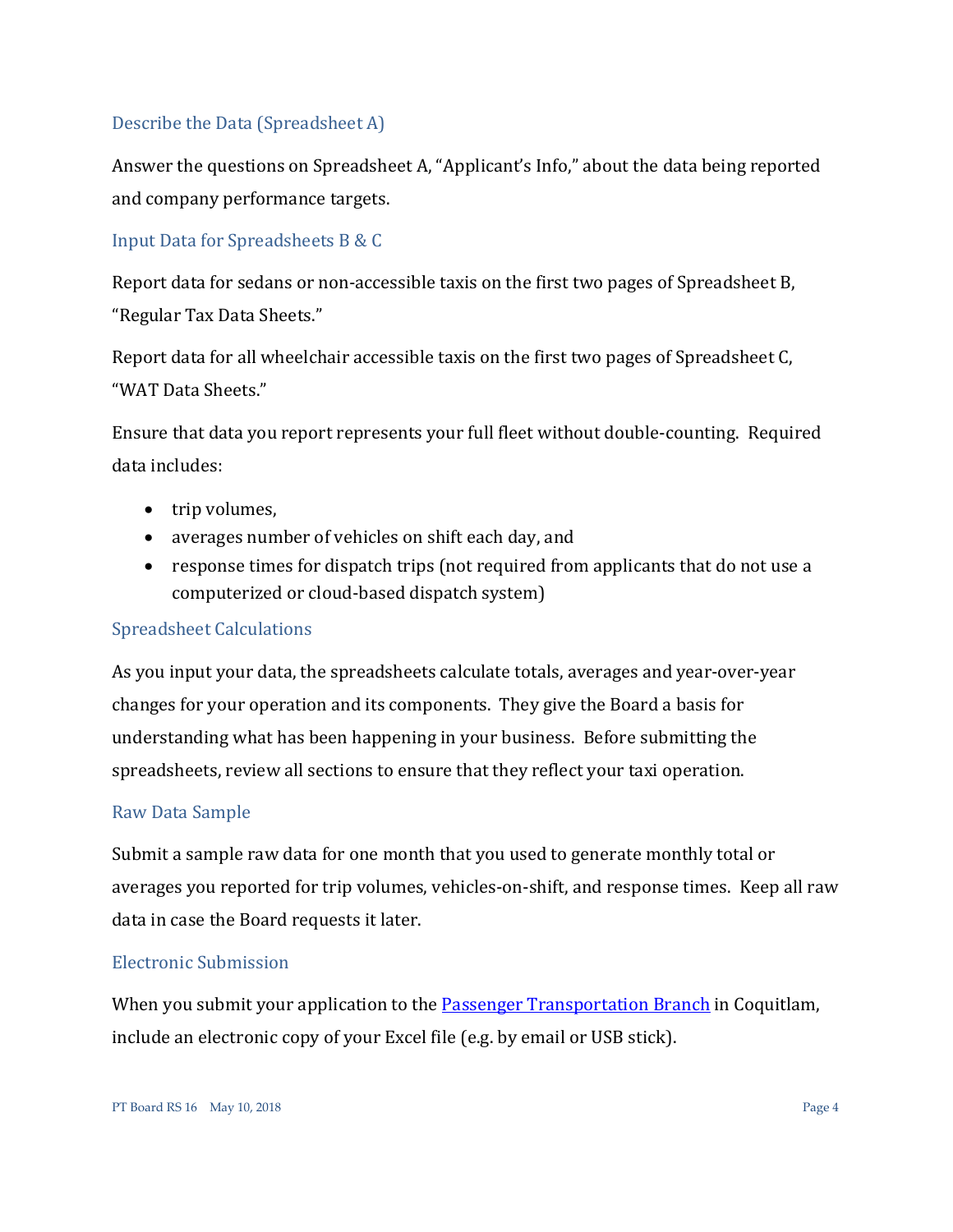### Describe the Data (Spreadsheet A)

Answer the questions on Spreadsheet A, "Applicant's Info," about the data being reported and company performance targets.

### Input Data for Spreadsheets B & C

Report data for sedans or non-accessible taxis on the first two pages of Spreadsheet B, "Regular Tax Data Sheets."

Report data for all wheelchair accessible taxis on the first two pages of Spreadsheet C, "WAT Data Sheets."

Ensure that data you report represents your full fleet without double-counting. Required data includes:

- trip volumes,
- averages number of vehicles on shift each day, and
- response times for dispatch trips (not required from applicants that do not use a computerized or cloud-based dispatch system)

### Spreadsheet Calculations

As you input your data, the spreadsheets calculate totals, averages and year-over-year changes for your operation and its components. They give the Board a basis for understanding what has been happening in your business. Before submitting the spreadsheets, review all sections to ensure that they reflect your taxi operation.

### Raw Data Sample

Submit a sample raw data for one month that you used to generate monthly total or averages you reported for trip volumes, vehicles-on-shift, and response times. Keep all raw data in case the Board requests it later.

### Electronic Submission

When you submit your application to the [Passenger Transportation Branch] in Coquitlam, include an electronic copy of your Excel file (e.g. by email or USB stick).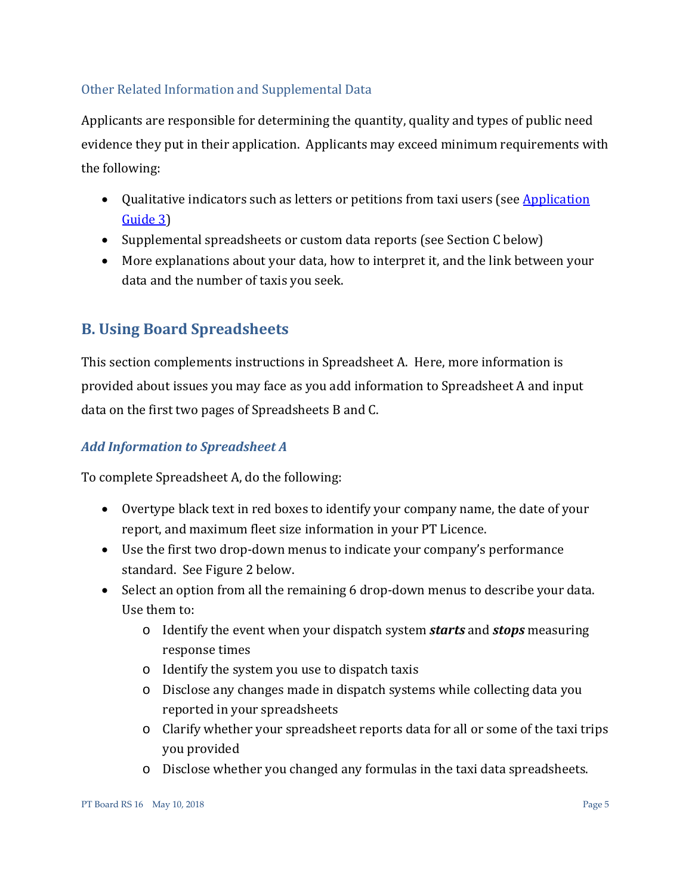### Other Related Information and Supplemental Data

Applicants are responsible for determining the quantity, quality and types of public need evidence they put in their application. Applicants may exceed minimum requirements with the following:

- Qualitative indicators such as letters or petitions from taxi users (see Application Guide 3)
- Supplemental spreadsheets or custom data reports (see Section C below)
- More explanations about your data, how to interpret it, and the link between your data and the number of taxis you seek.

## B. Using Board Spreadsheets

This section complements instructions in Spreadsheet A. Here, more information is provided about issues you may face as you add information to Spreadsheet A and input data on the first two pages of Spreadsheets B and C.

### *Add Information to Spreadsheet A*

To complete Spreadsheet A, do the following:

- Overtype black text in red boxes to identify your company name, the date of your report, and maximum fleet size information in your PT Licence.
- Use the first two drop-down menus to indicate your company's performance standard. See Figure 2 below.
- Select an option from all the remaining 6 drop-down menus to describe your data. Use them to:
  - Identify the event when your dispatch system ***starts*** and ***stops*** measuring response times
  - Identify the system you use to dispatch taxis
  - Disclose any changes made in dispatch systems while collecting data you reported in your spreadsheets
  - Clarify whether your spreadsheet reports data for all or some of the taxi trips you provided
  - Disclose whether you changed any formulas in the taxi data spreadsheets.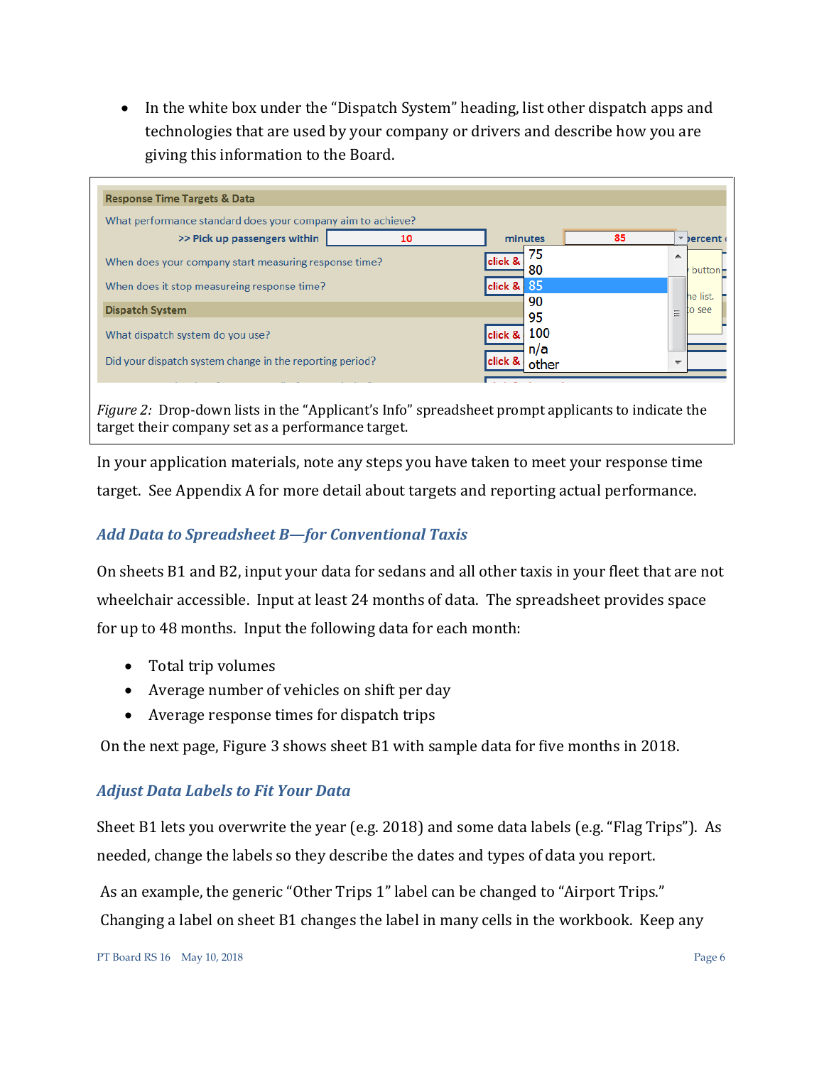- In the white box under the "Dispatch System" heading, list other dispatch apps and technologies that are used by your company or drivers and describe how you are giving this information to the Board.

*Figure 2:* Drop-down lists in the "Applicant's Info" spreadsheet prompt applicants to indicate the target their company set as a performance target.

In your application materials, note any steps you have taken to meet your response time target. See Appendix A for more detail about targets and reporting actual performance.

### *Add Data to Spreadsheet B—for Conventional Taxis*

On sheets B1 and B2, input your data for sedans and all other taxis in your fleet that are not wheelchair accessible. Input at least 24 months of data. The spreadsheet provides space for up to 48 months. Input the following data for each month:

- Total trip volumes
- Average number of vehicles on shift per day
- Average response times for dispatch trips

On the next page, Figure 3 shows sheet B1 with sample data for five months in 2018.

### *Adjust Data Labels to Fit Your Data*

Sheet B1 lets you overwrite the year (e.g. 2018) and some data labels (e.g. "Flag Trips"). As needed, change the labels so they describe the dates and types of data you report.

As an example, the generic "Other Trips 1" label can be changed to "Airport Trips." Changing a label on sheet B1 changes the label in many cells in the workbook. Keep any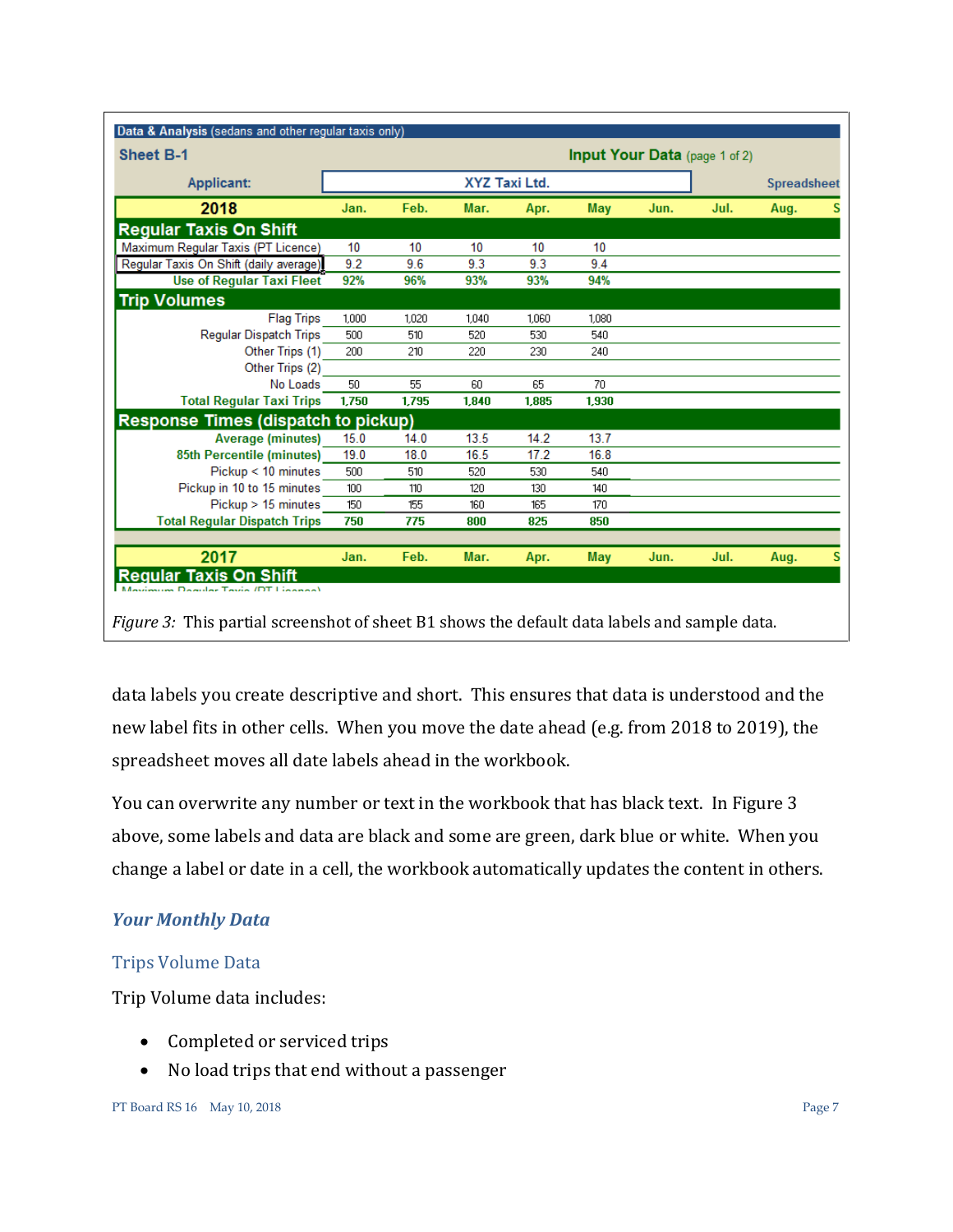| Data & Analysis (sedans and other regular taxis only) | | | | | | | | | |
|---|---|---|---|---|---|---|---|---|---|
| Sheet B-1 | | | | | Input Your Data (page 1 of 2) | | | | |
| Applicant: | XYZ Taxi Ltd. | | | | | | | Spreadsheet | |
| 2018 | Jan. | Feb. | Mar. | Apr. | May | Jun. | Jul. | Aug. | S |
| **Regular Taxis On Shift** | | | | | | | | | |
| Maximum Regular Taxis (PT Licence) | 10 | 10 | 10 | 10 | 10 | | | | |
| Regular Taxis On Shift (daily average) | 9.2 | 9.6 | 9.3 | 9.3 | 9.4 | | | | |
| Use of Regular Taxi Fleet | 92% | 96% | 93% | 93% | 94% | | | | |
| **Trip Volumes** | | | | | | | | | |
| Flag Trips | 1,000 | 1,020 | 1,040 | 1,060 | 1,080 | | | | |
| Regular Dispatch Trips | 500 | 510 | 520 | 530 | 540 | | | | |
| Other Trips (1) | 200 | 210 | 220 | 230 | 240 | | | | |
| Other Trips (2) | | | | | | | | | |
| No Loads | 50 | 55 | 60 | 65 | 70 | | | | |
| Total Regular Taxi Trips | 1,750 | 1,795 | 1,840 | 1,885 | 1,930 | | | | |
| **Response Times (dispatch to pickup)** | | | | | | | | | |
| Average (minutes) | 15.0 | 14.0 | 13.5 | 14.2 | 13.7 | | | | |
| 85th Percentile (minutes) | 19.0 | 18.0 | 16.5 | 17.2 | 16.8 | | | | |
| Pickup < 10 minutes | 500 | 510 | 520 | 530 | 540 | | | | |
| Pickup in 10 to 15 minutes | 100 | 110 | 120 | 130 | 140 | | | | |
| Pickup > 15 minutes | 150 | 155 | 160 | 165 | 170 | | | | |
| Total Regular Dispatch Trips | 750 | 775 | 800 | 825 | 850 | | | | |
| 2017 | Jan. | Feb. | Mar. | Apr. | May | Jun. | Jul. | Aug. | S |
| **Regular Taxis On Shift** | | | | | | | | | |

*Figure 3:* This partial screenshot of sheet B1 shows the default data labels and sample data.

data labels you create descriptive and short. This ensures that data is understood and the new label fits in other cells. When you move the date ahead (e.g. from 2018 to 2019), the spreadsheet moves all date labels ahead in the workbook.

You can overwrite any number or text in the workbook that has black text. In Figure 3 above, some labels and data are black and some are green, dark blue or white. When you change a label or date in a cell, the workbook automatically updates the content in others.

## *Your Monthly Data*

### Trips Volume Data

Trip Volume data includes:

- Completed or serviced trips
- No load trips that end without a passenger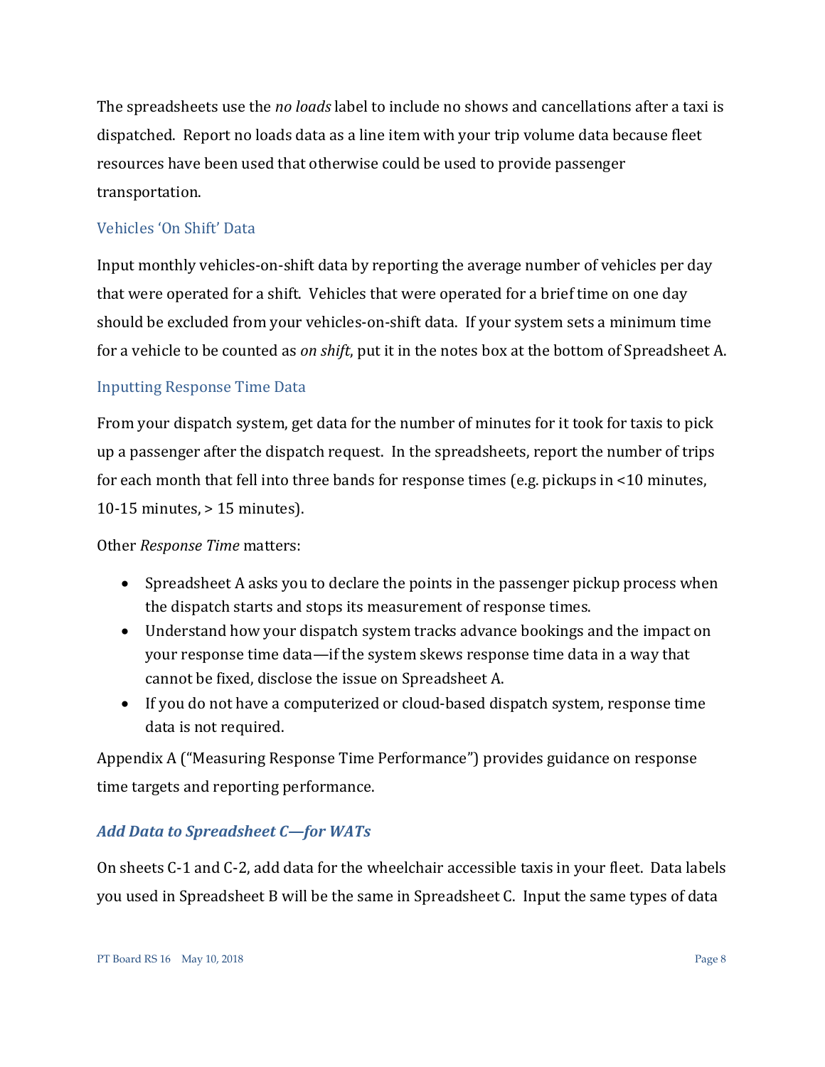The spreadsheets use the *no loads* label to include no shows and cancellations after a taxi is dispatched. Report no loads data as a line item with your trip volume data because fleet resources have been used that otherwise could be used to provide passenger transportation.

### Vehicles 'On Shift' Data

Input monthly vehicles-on-shift data by reporting the average number of vehicles per day that were operated for a shift. Vehicles that were operated for a brief time on one day should be excluded from your vehicles-on-shift data. If your system sets a minimum time for a vehicle to be counted as *on shift*, put it in the notes box at the bottom of Spreadsheet A.

### Inputting Response Time Data

From your dispatch system, get data for the number of minutes for it took for taxis to pick up a passenger after the dispatch request. In the spreadsheets, report the number of trips for each month that fell into three bands for response times (e.g. pickups in <10 minutes, 10-15 minutes, > 15 minutes).

Other *Response Time* matters:

- Spreadsheet A asks you to declare the points in the passenger pickup process when the dispatch starts and stops its measurement of response times.
- Understand how your dispatch system tracks advance bookings and the impact on your response time data—if the system skews response time data in a way that cannot be fixed, disclose the issue on Spreadsheet A.
- If you do not have a computerized or cloud-based dispatch system, response time data is not required.

Appendix A ("Measuring Response Time Performance") provides guidance on response time targets and reporting performance.

## *Add Data to Spreadsheet C—for WATs*

On sheets C-1 and C-2, add data for the wheelchair accessible taxis in your fleet. Data labels you used in Spreadsheet B will be the same in Spreadsheet C. Input the same types of data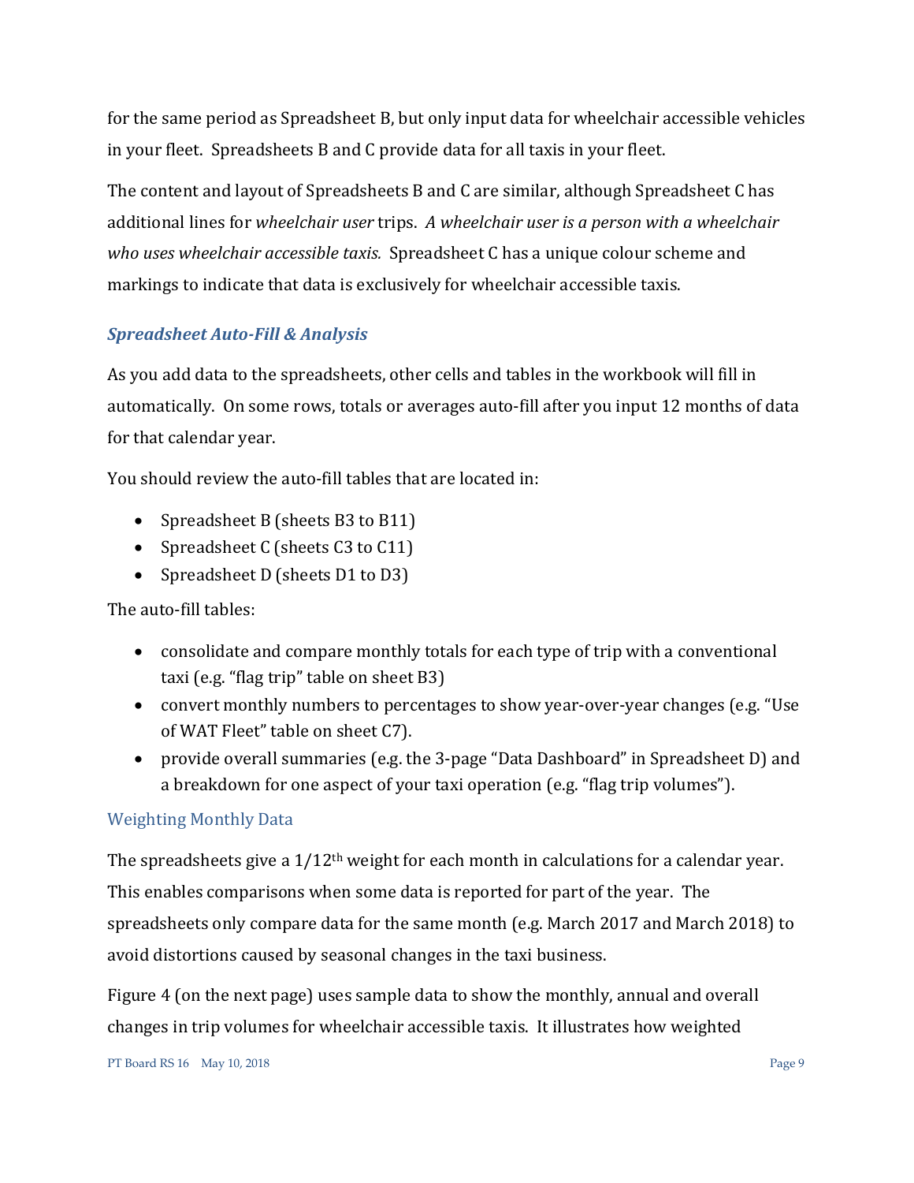for the same period as Spreadsheet B, but only input data for wheelchair accessible vehicles in your fleet. Spreadsheets B and C provide data for all taxis in your fleet.

The content and layout of Spreadsheets B and C are similar, although Spreadsheet C has additional lines for *wheelchair user* trips. *A wheelchair user is a person with a wheelchair who uses wheelchair accessible taxis.* Spreadsheet C has a unique colour scheme and markings to indicate that data is exclusively for wheelchair accessible taxis.

### *Spreadsheet Auto-Fill & Analysis*

As you add data to the spreadsheets, other cells and tables in the workbook will fill in automatically. On some rows, totals or averages auto-fill after you input 12 months of data for that calendar year.

You should review the auto-fill tables that are located in:

- Spreadsheet B (sheets B3 to B11)
- Spreadsheet C (sheets C3 to C11)
- Spreadsheet D (sheets D1 to D3)

The auto-fill tables:

- consolidate and compare monthly totals for each type of trip with a conventional taxi (e.g. "flag trip" table on sheet B3)
- convert monthly numbers to percentages to show year-over-year changes (e.g. "Use of WAT Fleet" table on sheet C7).
- provide overall summaries (e.g. the 3-page "Data Dashboard" in Spreadsheet D) and a breakdown for one aspect of your taxi operation (e.g. "flag trip volumes").

#### Weighting Monthly Data

The spreadsheets give a 1/12th weight for each month in calculations for a calendar year. This enables comparisons when some data is reported for part of the year. The spreadsheets only compare data for the same month (e.g. March 2017 and March 2018) to avoid distortions caused by seasonal changes in the taxi business.

Figure 4 (on the next page) uses sample data to show the monthly, annual and overall changes in trip volumes for wheelchair accessible taxis. It illustrates how weighted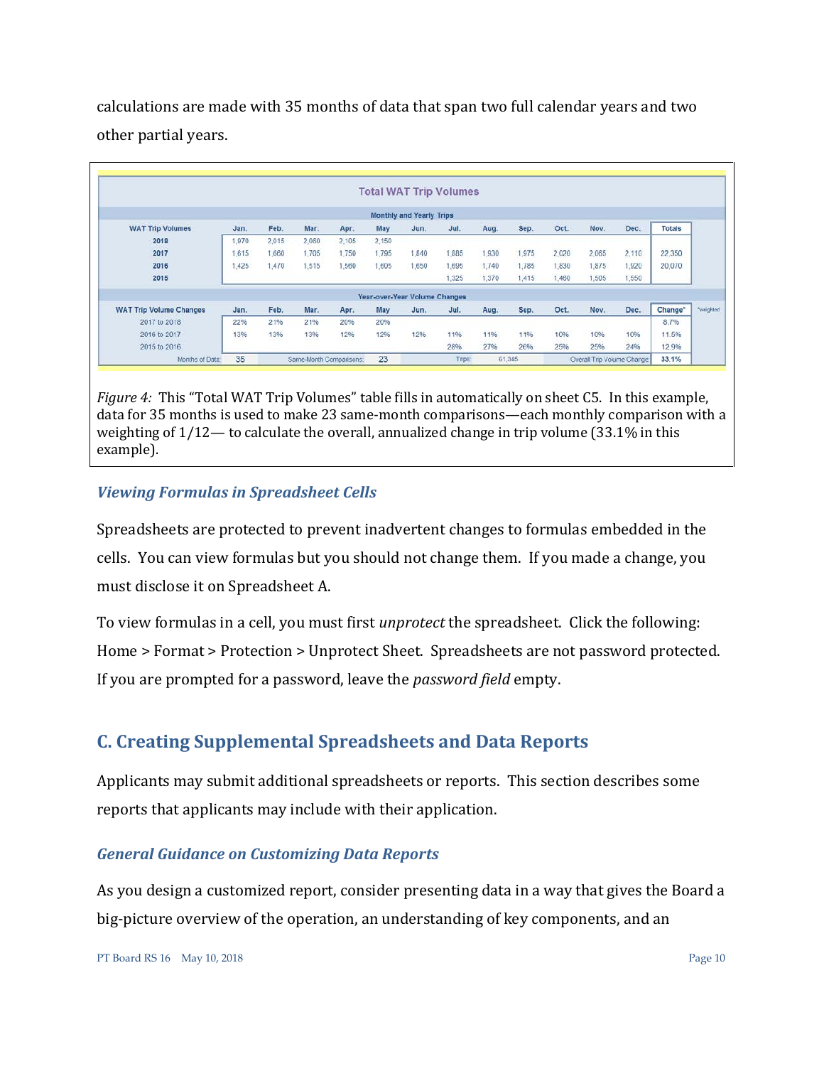calculations are made with 35 months of data that span two full calendar years and two other partial years.

**Total WAT Trip Volumes**

**Monthly and Yearly Trips**

| WAT Trip Volumes | Jan. | Feb. | Mar. | Apr. | May | Jun. | Jul. | Aug. | Sep. | Oct. | Nov. | Dec. | Totals |
|---|---|---|---|---|---|---|---|---|---|---|---|---|---|
| 2018 | 1,970 | 2,015 | 2,060 | 2,105 | 2,150 | | | | | | | | |
| 2017 | 1,615 | 1,660 | 1,705 | 1,750 | 1,795 | 1,840 | 1,885 | 1,930 | 1,975 | 2,020 | 2,065 | 2,110 | 22,350 |
| 2016 | 1,425 | 1,470 | 1,515 | 1,560 | 1,605 | 1,650 | 1,695 | 1,740 | 1,785 | 1,830 | 1,875 | 1,920 | 20,070 |
| 2015 | | | | | | | 1,325 | 1,370 | 1,415 | 1,460 | 1,505 | 1,550 | |

**Year-over-Year Volume Changes**

| WAT Trip Volume Changes | Jan. | Feb. | Mar. | Apr. | May | Jun. | Jul. | Aug. | Sep. | Oct. | Nov. | Dec. | Change* |
|---|---|---|---|---|---|---|---|---|---|---|---|---|---|
| 2017 to 2018 | 22% | 21% | 21% | 20% | 20% | | | | | | | | 8.7% |
| 2016 to 2017 | 13% | 13% | 13% | 12% | 12% | 12% | 11% | 11% | 11% | 10% | 10% | 10% | 11.5% |
| 2015 to 2016 | | | | | | | 28% | 27% | 26% | 25% | 25% | 24% | 12.9% |

Months of Data: 35 | Same-Month Comparisons: 23 | Trips: 61,345 | Overall Trip Volume Change: 33.1%

*weighted

*Figure 4:* This "Total WAT Trip Volumes" table fills in automatically on sheet C5. In this example, data for 35 months is used to make 23 same-month comparisons—each monthly comparison with a weighting of 1/12— to calculate the overall, annualized change in trip volume (33.1% in this example).

### *Viewing Formulas in Spreadsheet Cells*

Spreadsheets are protected to prevent inadvertent changes to formulas embedded in the cells. You can view formulas but you should not change them. If you made a change, you must disclose it on Spreadsheet A.

To view formulas in a cell, you must first *unprotect* the spreadsheet. Click the following: Home > Format > Protection > Unprotect Sheet. Spreadsheets are not password protected. If you are prompted for a password, leave the *password field* empty.

## C. Creating Supplemental Spreadsheets and Data Reports

Applicants may submit additional spreadsheets or reports. This section describes some reports that applicants may include with their application.

### *General Guidance on Customizing Data Reports*

As you design a customized report, consider presenting data in a way that gives the Board a big-picture overview of the operation, an understanding of key components, and an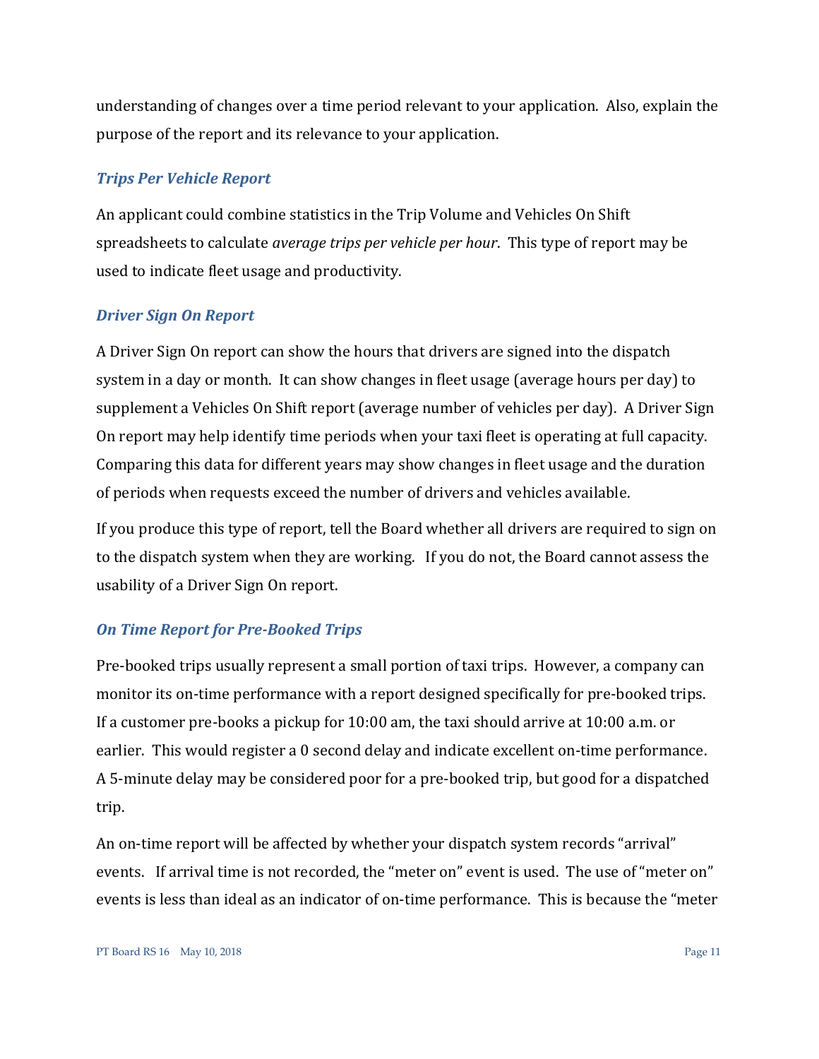understanding of changes over a time period relevant to your application. Also, explain the purpose of the report and its relevance to your application.

### *Trips Per Vehicle Report*

An applicant could combine statistics in the Trip Volume and Vehicles On Shift spreadsheets to calculate *average trips per vehicle per hour*. This type of report may be used to indicate fleet usage and productivity.

### *Driver Sign On Report*

A Driver Sign On report can show the hours that drivers are signed into the dispatch system in a day or month. It can show changes in fleet usage (average hours per day) to supplement a Vehicles On Shift report (average number of vehicles per day). A Driver Sign On report may help identify time periods when your taxi fleet is operating at full capacity. Comparing this data for different years may show changes in fleet usage and the duration of periods when requests exceed the number of drivers and vehicles available.

If you produce this type of report, tell the Board whether all drivers are required to sign on to the dispatch system when they are working. If you do not, the Board cannot assess the usability of a Driver Sign On report.

### *On Time Report for Pre-Booked Trips*

Pre-booked trips usually represent a small portion of taxi trips. However, a company can monitor its on-time performance with a report designed specifically for pre-booked trips. If a customer pre-books a pickup for 10:00 am, the taxi should arrive at 10:00 a.m. or earlier. This would register a 0 second delay and indicate excellent on-time performance. A 5-minute delay may be considered poor for a pre-booked trip, but good for a dispatched trip.

An on-time report will be affected by whether your dispatch system records "arrival" events. If arrival time is not recorded, the "meter on" event is used. The use of "meter on" events is less than ideal as an indicator of on-time performance. This is because the "meter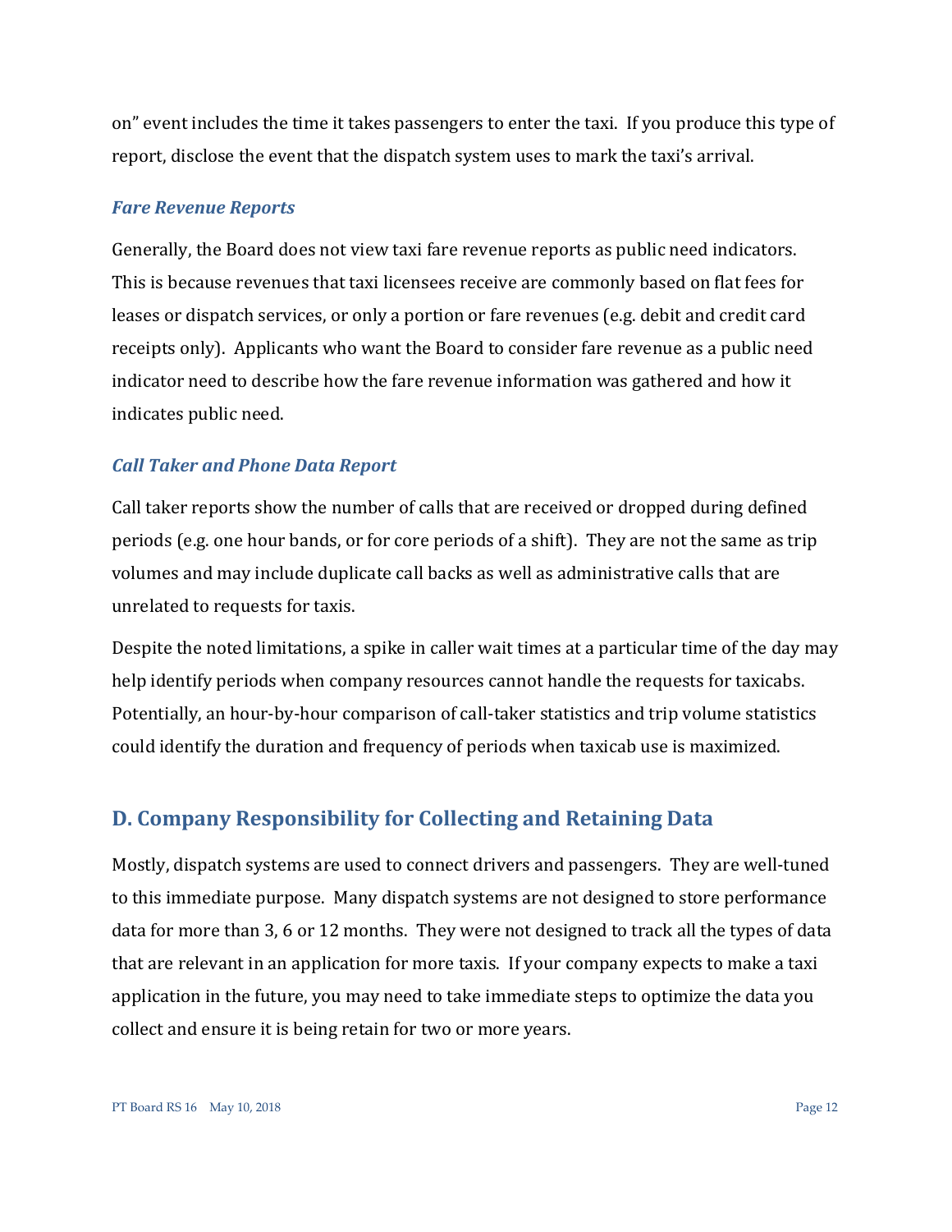on" event includes the time it takes passengers to enter the taxi. If you produce this type of report, disclose the event that the dispatch system uses to mark the taxi's arrival.

### *Fare Revenue Reports*

Generally, the Board does not view taxi fare revenue reports as public need indicators. This is because revenues that taxi licensees receive are commonly based on flat fees for leases or dispatch services, or only a portion or fare revenues (e.g. debit and credit card receipts only). Applicants who want the Board to consider fare revenue as a public need indicator need to describe how the fare revenue information was gathered and how it indicates public need.

### *Call Taker and Phone Data Report*

Call taker reports show the number of calls that are received or dropped during defined periods (e.g. one hour bands, or for core periods of a shift). They are not the same as trip volumes and may include duplicate call backs as well as administrative calls that are unrelated to requests for taxis.

Despite the noted limitations, a spike in caller wait times at a particular time of the day may help identify periods when company resources cannot handle the requests for taxicabs. Potentially, an hour-by-hour comparison of call-taker statistics and trip volume statistics could identify the duration and frequency of periods when taxicab use is maximized.

## D. Company Responsibility for Collecting and Retaining Data

Mostly, dispatch systems are used to connect drivers and passengers. They are well-tuned to this immediate purpose. Many dispatch systems are not designed to store performance data for more than 3, 6 or 12 months. They were not designed to track all the types of data that are relevant in an application for more taxis. If your company expects to make a taxi application in the future, you may need to take immediate steps to optimize the data you collect and ensure it is being retain for two or more years.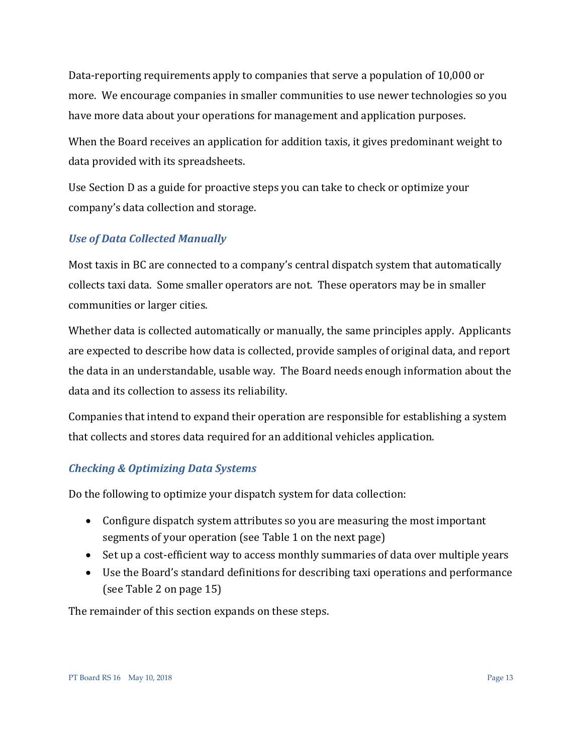Data-reporting requirements apply to companies that serve a population of 10,000 or more. We encourage companies in smaller communities to use newer technologies so you have more data about your operations for management and application purposes.

When the Board receives an application for addition taxis, it gives predominant weight to data provided with its spreadsheets.

Use Section D as a guide for proactive steps you can take to check or optimize your company's data collection and storage.

### *Use of Data Collected Manually*

Most taxis in BC are connected to a company's central dispatch system that automatically collects taxi data. Some smaller operators are not. These operators may be in smaller communities or larger cities.

Whether data is collected automatically or manually, the same principles apply. Applicants are expected to describe how data is collected, provide samples of original data, and report the data in an understandable, usable way. The Board needs enough information about the data and its collection to assess its reliability.

Companies that intend to expand their operation are responsible for establishing a system that collects and stores data required for an additional vehicles application.

### *Checking & Optimizing Data Systems*

Do the following to optimize your dispatch system for data collection:

- Configure dispatch system attributes so you are measuring the most important segments of your operation (see Table 1 on the next page)
- Set up a cost-efficient way to access monthly summaries of data over multiple years
- Use the Board's standard definitions for describing taxi operations and performance (see Table 2 on page 15)

The remainder of this section expands on these steps.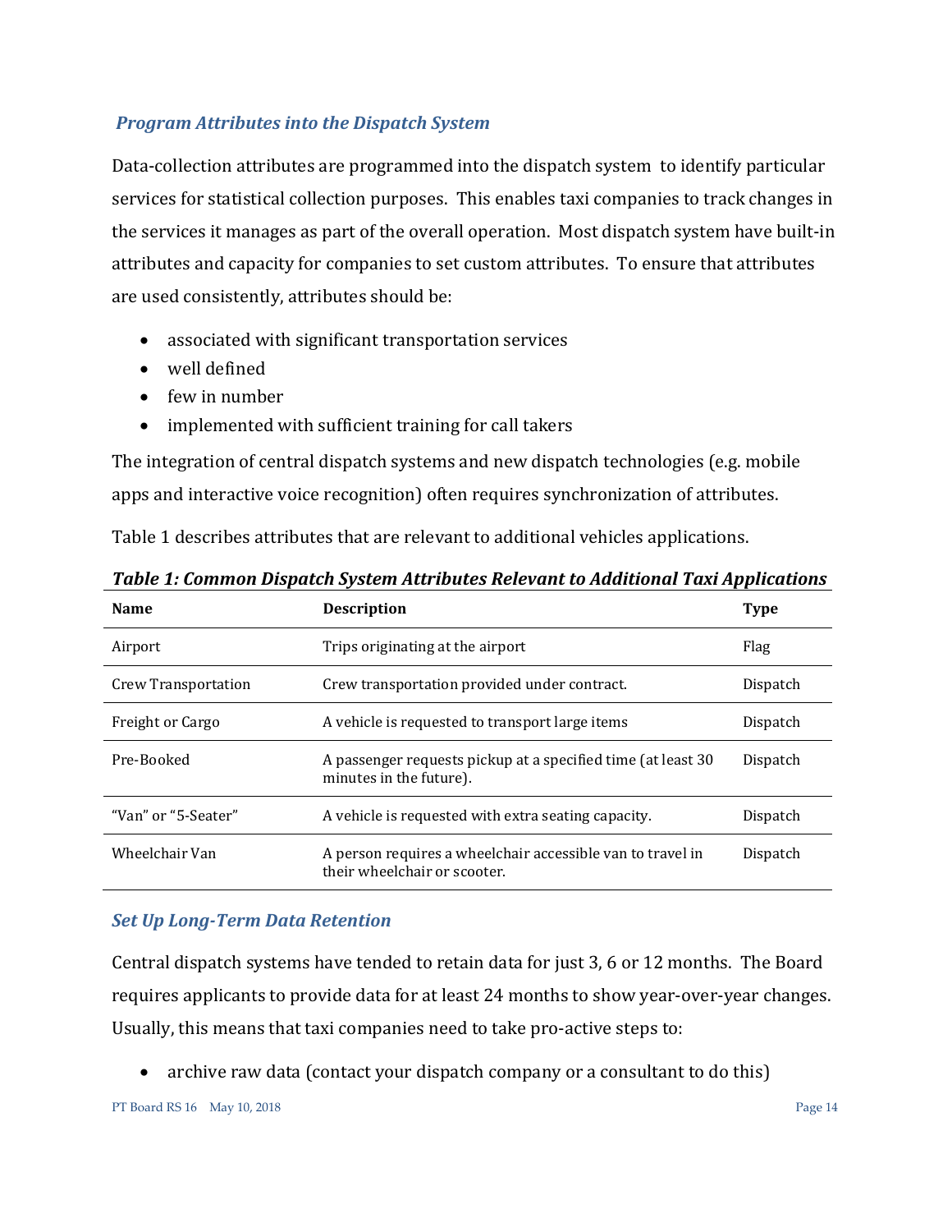### *Program Attributes into the Dispatch System*

Data-collection attributes are programmed into the dispatch system to identify particular services for statistical collection purposes. This enables taxi companies to track changes in the services it manages as part of the overall operation. Most dispatch system have built-in attributes and capacity for companies to set custom attributes. To ensure that attributes are used consistently, attributes should be:

- associated with significant transportation services
- well defined
- few in number
- implemented with sufficient training for call takers

The integration of central dispatch systems and new dispatch technologies (e.g. mobile apps and interactive voice recognition) often requires synchronization of attributes.

Table 1 describes attributes that are relevant to additional vehicles applications.

***Table 1: Common Dispatch System Attributes Relevant to Additional Taxi Applications***

| Name | Description | Type |
|---|---|---|
| Airport | Trips originating at the airport | Flag |
| Crew Transportation | Crew transportation provided under contract. | Dispatch |
| Freight or Cargo | A vehicle is requested to transport large items | Dispatch |
| Pre-Booked | A passenger requests pickup at a specified time (at least 30 minutes in the future). | Dispatch |
| "Van" or "5-Seater" | A vehicle is requested with extra seating capacity. | Dispatch |
| Wheelchair Van | A person requires a wheelchair accessible van to travel in their wheelchair or scooter. | Dispatch |

### *Set Up Long-Term Data Retention*

Central dispatch systems have tended to retain data for just 3, 6 or 12 months. The Board requires applicants to provide data for at least 24 months to show year-over-year changes. Usually, this means that taxi companies need to take pro-active steps to:

- archive raw data (contact your dispatch company or a consultant to do this)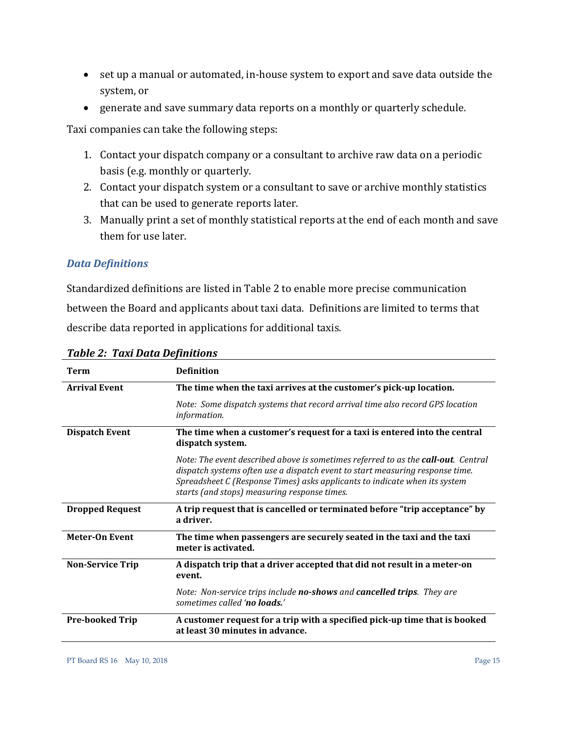- set up a manual or automated, in-house system to export and save data outside the system, or
- generate and save summary data reports on a monthly or quarterly schedule.

Taxi companies can take the following steps:

1. Contact your dispatch company or a consultant to archive raw data on a periodic basis (e.g. monthly or quarterly.
2. Contact your dispatch system or a consultant to save or archive monthly statistics that can be used to generate reports later.
3. Manually print a set of monthly statistical reports at the end of each month and save them for use later.

### *Data Definitions*

Standardized definitions are listed in Table 2 to enable more precise communication between the Board and applicants about taxi data. Definitions are limited to terms that describe data reported in applications for additional taxis.

***Table 2: Taxi Data Definitions***

| Term | Definition |
|---|---|
| **Arrival Event** | **The time when the taxi arrives at the customer's pick-up location.**<br><br>*Note: Some dispatch systems that record arrival time also record GPS location information.* |
| **Dispatch Event** | **The time when a customer's request for a taxi is entered into the central dispatch system.**<br><br>*Note: The event described above is sometimes referred to as the **call-out**. Central dispatch systems often use a dispatch event to start measuring response time. Spreadsheet C (Response Times) asks applicants to indicate when its system starts (and stops) measuring response times.* |
| **Dropped Request** | **A trip request that is cancelled or terminated before "trip acceptance" by a driver.** |
| **Meter-On Event** | **The time when passengers are securely seated in the taxi and the taxi meter is activated.** |
| **Non-Service Trip** | **A dispatch trip that a driver accepted that did not result in a meter-on event.**<br><br>*Note: Non-service trips include **no-shows** and **cancelled trips**. They are sometimes called '**no loads.**'* |
| **Pre-booked Trip** | **A customer request for a trip with a specified pick-up time that is booked at least 30 minutes in advance.** |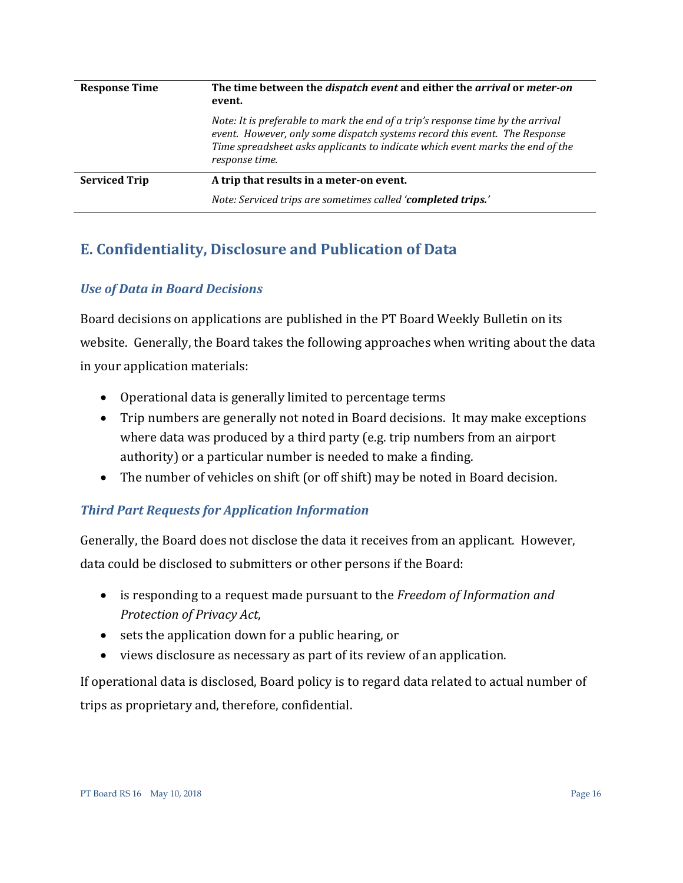| | |
|---|---|
| **Response Time** | **The time between the *dispatch event* and either the *arrival* or *meter-on* event.**<br><br>*Note: It is preferable to mark the end of a trip's response time by the arrival event. However, only some dispatch systems record this event. The Response Time spreadsheet asks applicants to indicate which event marks the end of the response time.* |
| **Serviced Trip** | **A trip that results in a meter-on event.**<br><br>*Note: Serviced trips are sometimes called '**completed trips.**'* |

## E. Confidentiality, Disclosure and Publication of Data

### *Use of Data in Board Decisions*

Board decisions on applications are published in the PT Board Weekly Bulletin on its website. Generally, the Board takes the following approaches when writing about the data in your application materials:

- Operational data is generally limited to percentage terms
- Trip numbers are generally not noted in Board decisions. It may make exceptions where data was produced by a third party (e.g. trip numbers from an airport authority) or a particular number is needed to make a finding.
- The number of vehicles on shift (or off shift) may be noted in Board decision.

### *Third Part Requests for Application Information*

Generally, the Board does not disclose the data it receives from an applicant. However, data could be disclosed to submitters or other persons if the Board:

- is responding to a request made pursuant to the *Freedom of Information and Protection of Privacy Act*,
- sets the application down for a public hearing, or
- views disclosure as necessary as part of its review of an application.

If operational data is disclosed, Board policy is to regard data related to actual number of trips as proprietary and, therefore, confidential.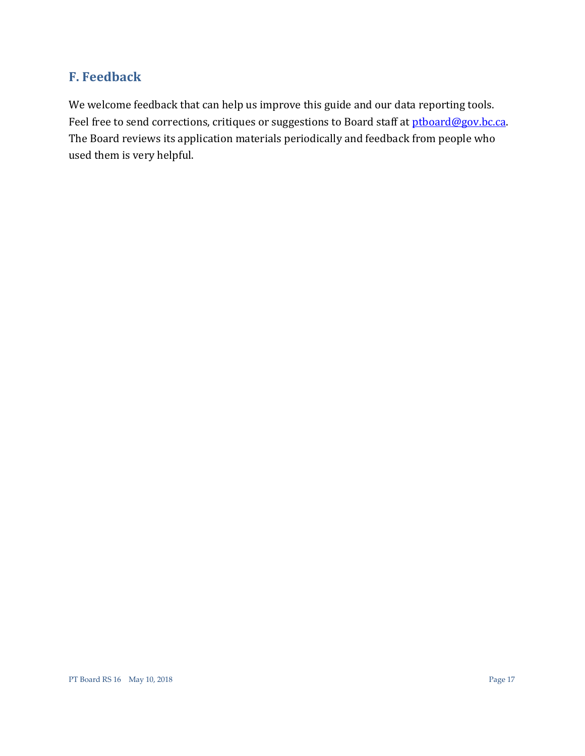## F. Feedback

We welcome feedback that can help us improve this guide and our data reporting tools. Feel free to send corrections, critiques or suggestions to Board staff at ptboard@gov.bc.ca. The Board reviews its application materials periodically and feedback from people who used them is very helpful.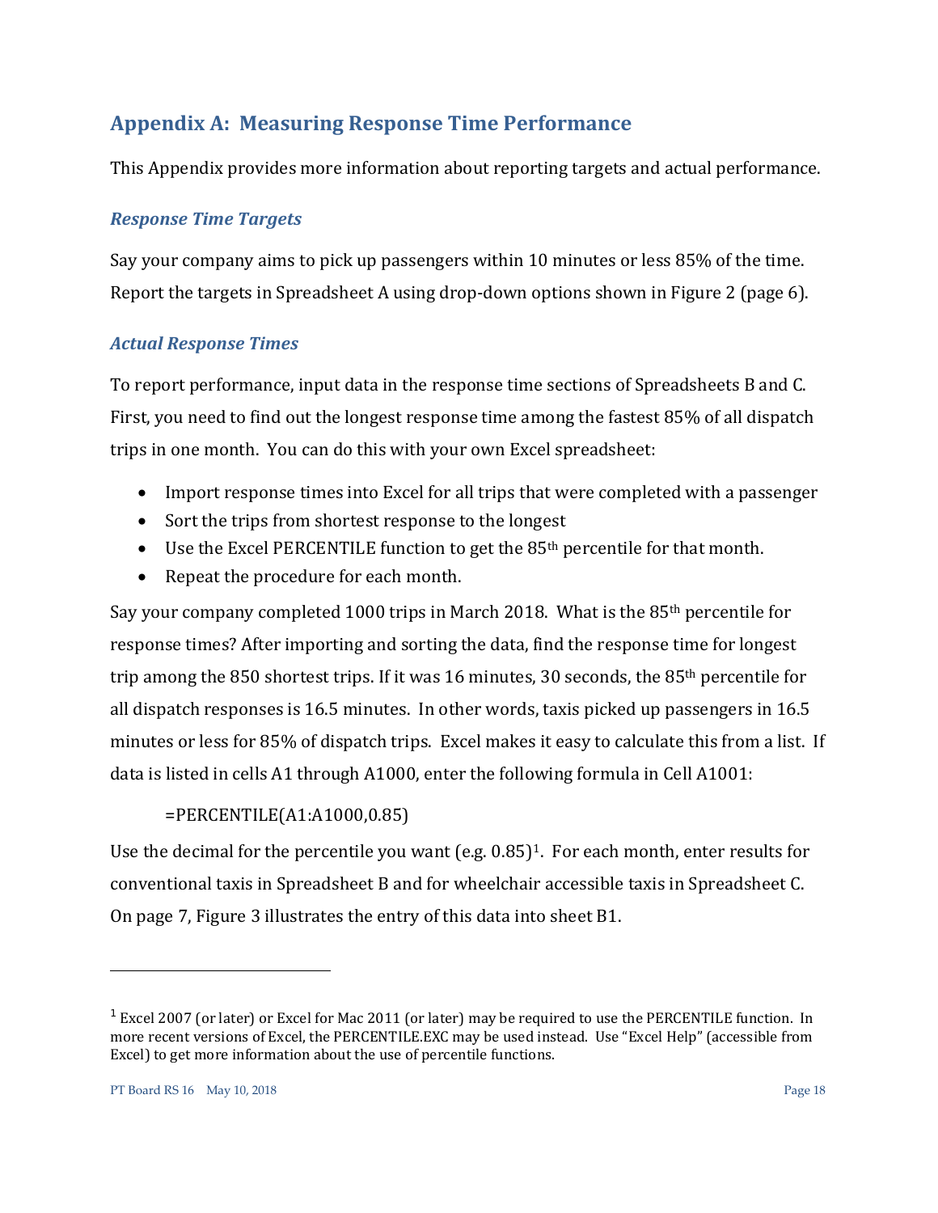## Appendix A: Measuring Response Time Performance

This Appendix provides more information about reporting targets and actual performance.

### *Response Time Targets*

Say your company aims to pick up passengers within 10 minutes or less 85% of the time. Report the targets in Spreadsheet A using drop-down options shown in Figure 2 (page 6).

### *Actual Response Times*

To report performance, input data in the response time sections of Spreadsheets B and C. First, you need to find out the longest response time among the fastest 85% of all dispatch trips in one month. You can do this with your own Excel spreadsheet:

- Import response times into Excel for all trips that were completed with a passenger
- Sort the trips from shortest response to the longest
- Use the Excel PERCENTILE function to get the 85th percentile for that month.
- Repeat the procedure for each month.

Say your company completed 1000 trips in March 2018. What is the 85th percentile for response times? After importing and sorting the data, find the response time for longest trip among the 850 shortest trips. If it was 16 minutes, 30 seconds, the 85th percentile for all dispatch responses is 16.5 minutes. In other words, taxis picked up passengers in 16.5 minutes or less for 85% of dispatch trips. Excel makes it easy to calculate this from a list. If data is listed in cells A1 through A1000, enter the following formula in Cell A1001:

```
=PERCENTILE(A1:A1000,0.85)
```

Use the decimal for the percentile you want (e.g. 0.85)[1]. For each month, enter results for conventional taxis in Spreadsheet B and for wheelchair accessible taxis in Spreadsheet C. On page 7, Figure 3 illustrates the entry of this data into sheet B1.

---

[1] Excel 2007 (or later) or Excel for Mac 2011 (or later) may be required to use the PERCENTILE function. In more recent versions of Excel, the PERCENTILE.EXC may be used instead. Use "Excel Help" (accessible from Excel) to get more information about the use of percentile functions.